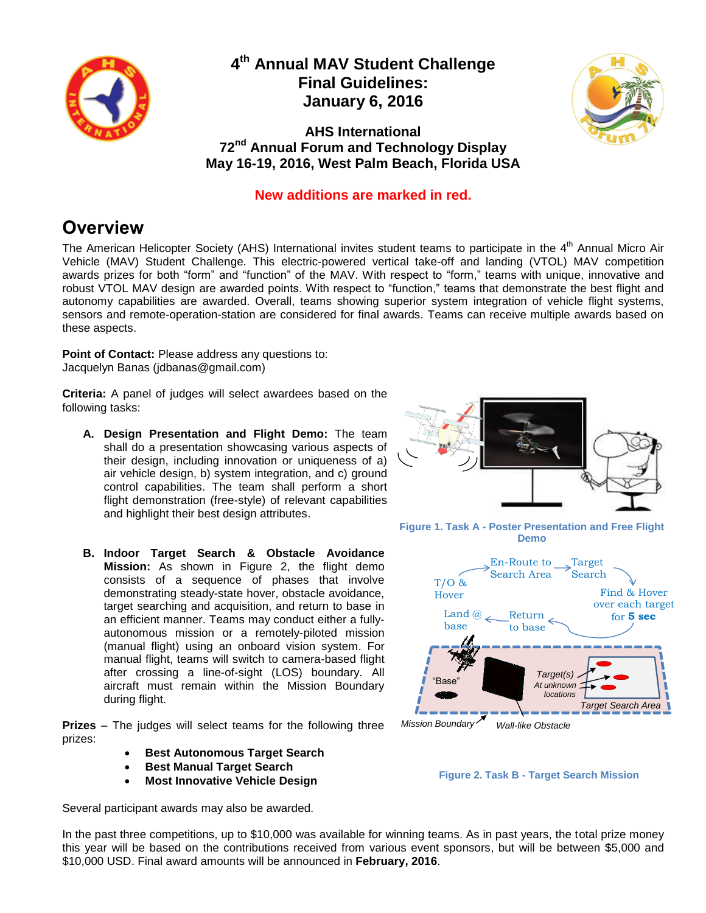# 4th Annual MAV Student Challenge Final Guidelines: January 6, 2016

**AHS International**
**72nd Annual Forum and Technology Display**
**May 16-19, 2016, West Palm Beach, Florida USA**

**New additions are marked in red.**

## Overview

The American Helicopter Society (AHS) International invites student teams to participate in the 4th Annual Micro Air Vehicle (MAV) Student Challenge. This electric-powered vertical take-off and landing (VTOL) MAV competition awards prizes for both “form” and “function” of the MAV. With respect to “form,” teams with unique, innovative and robust VTOL MAV design are awarded points. With respect to “function,” teams that demonstrate the best flight and autonomy capabilities are awarded. Overall, teams showing superior system integration of vehicle flight systems, sensors and remote-operation-station are considered for final awards. Teams can receive multiple awards based on these aspects.

**Point of Contact:** Please address any questions to:
Jacquelyn Banas (jdbanas@gmail.com)

**Criteria:** A panel of judges will select awardees based on the following tasks:

A. **Design Presentation and Flight Demo:** The team shall do a presentation showcasing various aspects of their design, including innovation or uniqueness of a) air vehicle design, b) system integration, and c) ground control capabilities. The team shall perform a short flight demonstration (free-style) of relevant capabilities and highlight their best design attributes.

B. **Indoor Target Search & Obstacle Avoidance Mission:** As shown in Figure 2, the flight demo consists of a sequence of phases that involve demonstrating steady-state hover, obstacle avoidance, target searching and acquisition, and return to base in an efficient manner. Teams may conduct either a fully-autonomous mission or a remotely-piloted mission (manual flight) using an onboard vision system. For manual flight, teams will switch to camera-based flight after crossing a line-of-sight (LOS) boundary. All aircraft must remain within the Mission Boundary during flight.

Figure 1. Task A - Poster Presentation and Free Flight Demo

Figure 2. Task B - Target Search Mission

**Prizes** – The judges will select teams for the following three prizes:

- **Best Autonomous Target Search**
- **Best Manual Target Search**
- **Most Innovative Vehicle Design**

Several participant awards may also be awarded.

In the past three competitions, up to $10,000 was available for winning teams. As in past years, the total prize money this year will be based on the contributions received from various event sponsors, but will be between $5,000 and $10,000 USD. Final award amounts will be announced in **February, 2016**.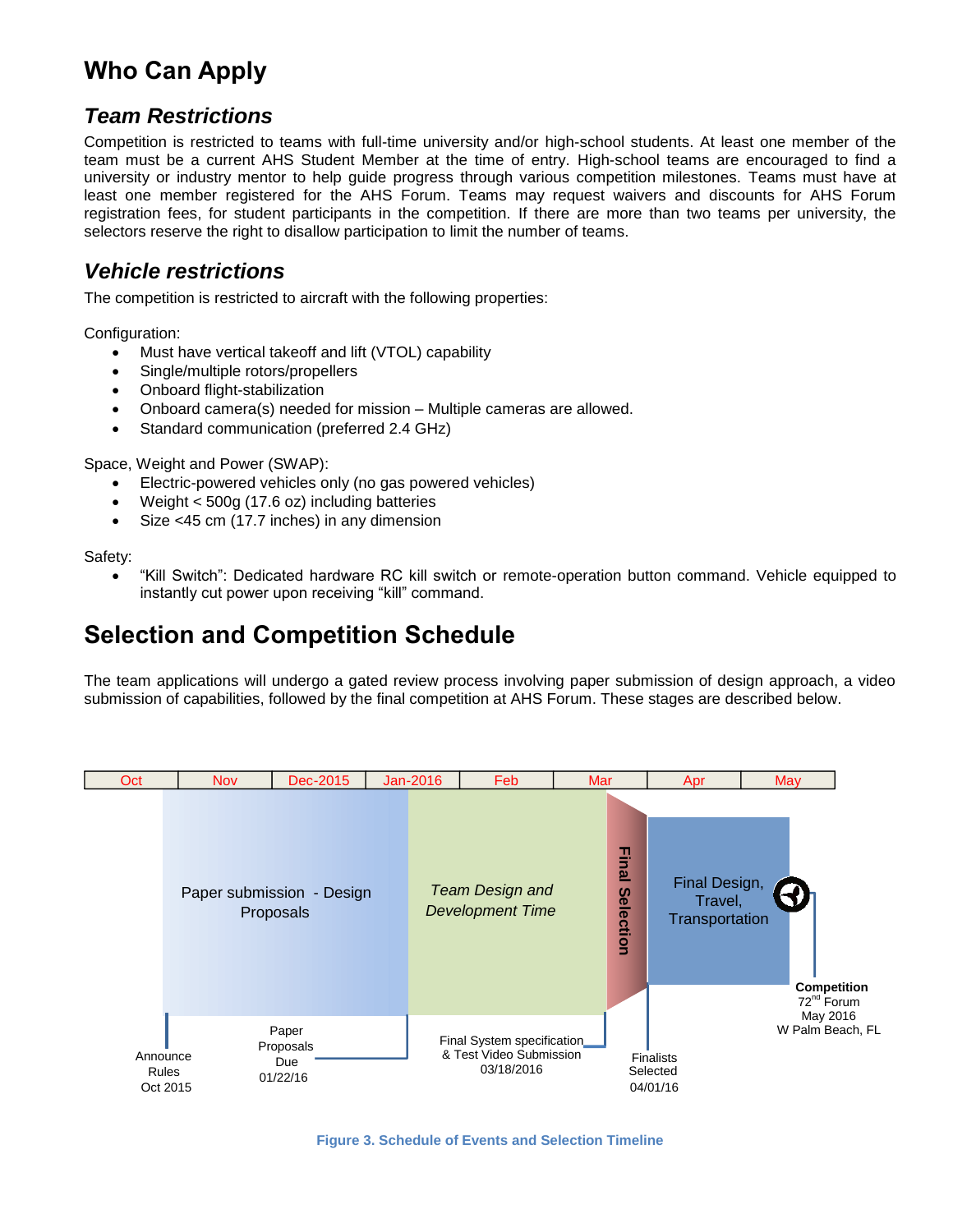# Who Can Apply

## *Team Restrictions*

Competition is restricted to teams with full-time university and/or high-school students. At least one member of the team must be a current AHS Student Member at the time of entry. High-school teams are encouraged to find a university or industry mentor to help guide progress through various competition milestones. Teams must have at least one member registered for the AHS Forum. Teams may request waivers and discounts for AHS Forum registration fees, for student participants in the competition. If there are more than two teams per university, the selectors reserve the right to disallow participation to limit the number of teams.

## *Vehicle restrictions*

The competition is restricted to aircraft with the following properties:

Configuration:

- Must have vertical takeoff and lift (VTOL) capability
- Single/multiple rotors/propellers
- Onboard flight-stabilization
- Onboard camera(s) needed for mission – Multiple cameras are allowed.
- Standard communication (preferred 2.4 GHz)

Space, Weight and Power (SWAP):

- Electric-powered vehicles only (no gas powered vehicles)
- Weight < 500g (17.6 oz) including batteries
- Size <45 cm (17.7 inches) in any dimension

Safety:

- "Kill Switch": Dedicated hardware RC kill switch or remote-operation button command. Vehicle equipped to instantly cut power upon receiving "kill" command.

# Selection and Competition Schedule

The team applications will undergo a gated review process involving paper submission of design approach, a video submission of capabilities, followed by the final competition at AHS Forum. These stages are described below.

| Oct | Nov | Dec-2015 | Jan-2016 | Feb | Mar | Apr | May |
|---|---|---|---|---|---|---|---|

- Paper submission - Design Proposals
- *Team Design and Development Time*
- **Final Selection**
- Final Design, Travel, Transportation

Announce Rules Oct 2015

Paper Proposals Due 01/22/16

Final System specification & Test Video Submission 03/18/2016

Finalists Selected 04/01/16

**Competition** 72nd Forum May 2016 W Palm Beach, FL

Figure 3. Schedule of Events and Selection Timeline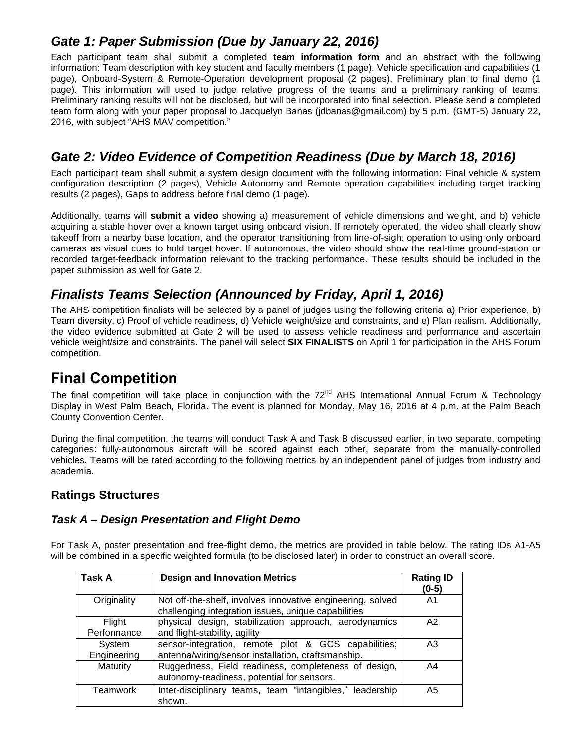## *Gate 1: Paper Submission (Due by January 22, 2016)*

Each participant team shall submit a completed **team information form** and an abstract with the following information: Team description with key student and faculty members (1 page), Vehicle specification and capabilities (1 page), Onboard-System & Remote-Operation development proposal (2 pages), Preliminary plan to final demo (1 page). This information will used to judge relative progress of the teams and a preliminary ranking of teams. Preliminary ranking results will not be disclosed, but will be incorporated into final selection. Please send a completed team form along with your paper proposal to Jacquelyn Banas (jdbanas@gmail.com) by 5 p.m. (GMT-5) January 22, 2016, with subject "AHS MAV competition."

## *Gate 2: Video Evidence of Competition Readiness (Due by March 18, 2016)*

Each participant team shall submit a system design document with the following information: Final vehicle & system configuration description (2 pages), Vehicle Autonomy and Remote operation capabilities including target tracking results (2 pages), Gaps to address before final demo (1 page).

Additionally, teams will **submit a video** showing a) measurement of vehicle dimensions and weight, and b) vehicle acquiring a stable hover over a known target using onboard vision. If remotely operated, the video shall clearly show takeoff from a nearby base location, and the operator transitioning from line-of-sight operation to using only onboard cameras as visual cues to hold target hover. If autonomous, the video should show the real-time ground-station or recorded target-feedback information relevant to the tracking performance. These results should be included in the paper submission as well for Gate 2.

## *Finalists Teams Selection (Announced by Friday, April 1, 2016)*

The AHS competition finalists will be selected by a panel of judges using the following criteria a) Prior experience, b) Team diversity, c) Proof of vehicle readiness, d) Vehicle weight/size and constraints, and e) Plan realism. Additionally, the video evidence submitted at Gate 2 will be used to assess vehicle readiness and performance and ascertain vehicle weight/size and constraints. The panel will select **SIX FINALISTS** on April 1 for participation in the AHS Forum competition.

# Final Competition

The final competition will take place in conjunction with the 72nd AHS International Annual Forum & Technology Display in West Palm Beach, Florida. The event is planned for Monday, May 16, 2016 at 4 p.m. at the Palm Beach County Convention Center.

During the final competition, the teams will conduct Task A and Task B discussed earlier, in two separate, competing categories: fully-autonomous aircraft will be scored against each other, separate from the manually-controlled vehicles. Teams will be rated according to the following metrics by an independent panel of judges from industry and academia.

### Ratings Structures

### *Task A – Design Presentation and Flight Demo*

For Task A, poster presentation and free-flight demo, the metrics are provided in table below. The rating IDs A1-A5 will be combined in a specific weighted formula (to be disclosed later) in order to construct an overall score.

| Task A | Design and Innovation Metrics | Rating ID (0-5) |
|---|---|---|
| Originality | Not off-the-shelf, involves innovative engineering, solved challenging integration issues, unique capabilities | A1 |
| Flight Performance | physical design, stabilization approach, aerodynamics and flight-stability, agility | A2 |
| System Engineering | sensor-integration, remote pilot & GCS capabilities; antenna/wiring/sensor installation, craftsmanship. | A3 |
| Maturity | Ruggedness, Field readiness, completeness of design, autonomy-readiness, potential for sensors. | A4 |
| Teamwork | Inter-disciplinary teams, team "intangibles," leadership shown. | A5 |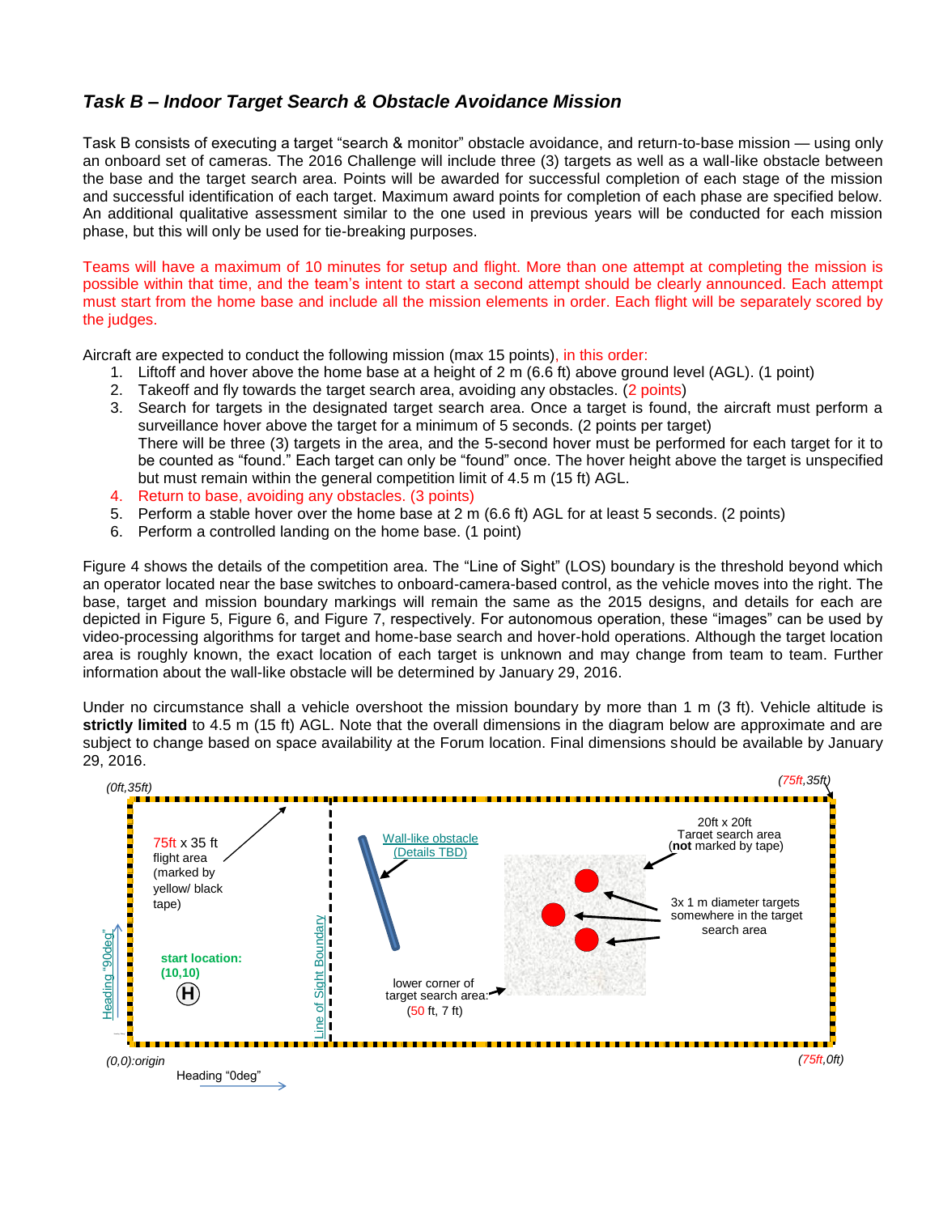## *Task B – Indoor Target Search & Obstacle Avoidance Mission*

Task B consists of executing a target "search & monitor" obstacle avoidance, and return-to-base mission — using only an onboard set of cameras. The 2016 Challenge will include three (3) targets as well as a wall-like obstacle between the base and the target search area. Points will be awarded for successful completion of each stage of the mission and successful identification of each target. Maximum award points for completion of each phase are specified below. An additional qualitative assessment similar to the one used in previous years will be conducted for each mission phase, but this will only be used for tie-breaking purposes.

Teams will have a maximum of 10 minutes for setup and flight. More than one attempt at completing the mission is possible within that time, and the team's intent to start a second attempt should be clearly announced. Each attempt must start from the home base and include all the mission elements in order. Each flight will be separately scored by the judges.

Aircraft are expected to conduct the following mission (max 15 points), in this order:

1. Liftoff and hover above the home base at a height of 2 m (6.6 ft) above ground level (AGL). (1 point)
2. Takeoff and fly towards the target search area, avoiding any obstacles. (2 points)
3. Search for targets in the designated target search area. Once a target is found, the aircraft must perform a surveillance hover above the target for a minimum of 5 seconds. (2 points per target)
   There will be three (3) targets in the area, and the 5-second hover must be performed for each target for it to be counted as "found." Each target can only be "found" once. The hover height above the target is unspecified but must remain within the general competition limit of 4.5 m (15 ft) AGL.
4. Return to base, avoiding any obstacles. (3 points)
5. Perform a stable hover over the home base at 2 m (6.6 ft) AGL for at least 5 seconds. (2 points)
6. Perform a controlled landing on the home base. (1 point)

Figure 4 shows the details of the competition area. The "Line of Sight" (LOS) boundary is the threshold beyond which an operator located near the base switches to onboard-camera-based control, as the vehicle moves into the right. The base, target and mission boundary markings will remain the same as the 2015 designs, and details for each are depicted in Figure 5, Figure 6, and Figure 7, respectively. For autonomous operation, these "images" can be used by video-processing algorithms for target and home-base search and hover-hold operations. Although the target location area is roughly known, the exact location of each target is unknown and may change from team to team. Further information about the wall-like obstacle will be determined by January 29, 2016.

Under no circumstance shall a vehicle overshoot the mission boundary by more than 1 m (3 ft). Vehicle altitude is **strictly limited** to 4.5 m (15 ft) AGL. Note that the overall dimensions in the diagram below are approximate and are subject to change based on space availability at the Forum location. Final dimensions should be available by January 29, 2016.

(0ft,35ft) (75ft,35ft)

75ft x 35 ft flight area (marked by yellow/ black tape)

Wall-like obstacle (Details TBD)

20ft x 20ft Target search area (**not** marked by tape)

3x 1 m diameter targets somewhere in the target search area

Heading "90deg"

start location: (10,10)

Line of Sight Boundary

lower corner of target search area: (50 ft, 7 ft)

(0,0):origin (75ft,0ft)

Heading "0deg"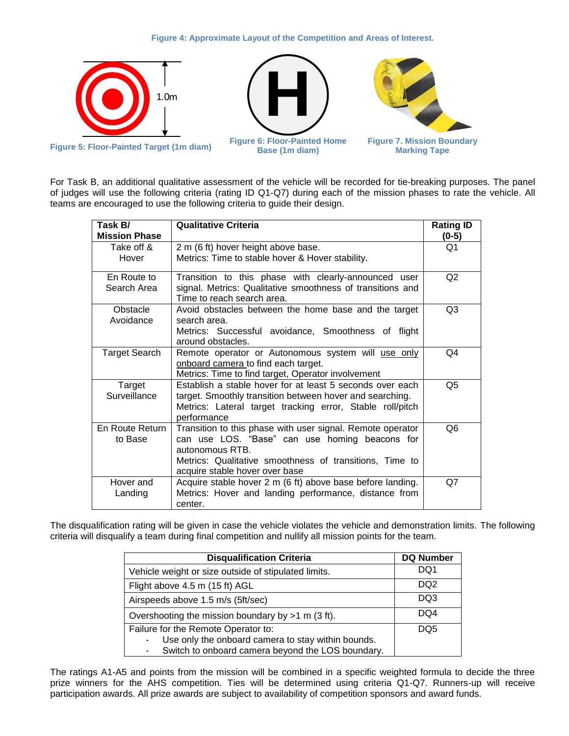**Figure 4: Approximate Layout of the Competition and Areas of Interest.**

1.0m

**Figure 5: Floor-Painted Target (1m diam)**

**Figure 6: Floor-Painted Home Base (1m diam)**

**Figure 7. Mission Boundary Marking Tape**

For Task B, an additional qualitative assessment of the vehicle will be recorded for tie-breaking purposes. The panel of judges will use the following criteria (rating ID Q1-Q7) during each of the mission phases to rate the vehicle. All teams are encouraged to use the following criteria to guide their design.

| Task B/ Mission Phase | Qualitative Criteria | Rating ID (0-5) |
|---|---|---|
| Take off & Hover | 2 m (6 ft) hover height above base.<br>Metrics: Time to stable hover & Hover stability. | Q1 |
| En Route to Search Area | Transition to this phase with clearly-announced user signal. Metrics: Qualitative smoothness of transitions and Time to reach search area. | Q2 |
| Obstacle Avoidance | Avoid obstacles between the home base and the target search area.<br>Metrics: Successful avoidance, Smoothness of flight around obstacles. | Q3 |
| Target Search | Remote operator or Autonomous system will use only onboard camera to find each target.<br>Metrics: Time to find target, Operator involvement | Q4 |
| Target Surveillance | Establish a stable hover for at least 5 seconds over each target. Smoothly transition between hover and searching.<br>Metrics: Lateral target tracking error, Stable roll/pitch performance | Q5 |
| En Route Return to Base | Transition to this phase with user signal. Remote operator can use LOS. "Base" can use homing beacons for autonomous RTB.<br>Metrics: Qualitative smoothness of transitions, Time to acquire stable hover over base | Q6 |
| Hover and Landing | Acquire stable hover 2 m (6 ft) above base before landing.<br>Metrics: Hover and landing performance, distance from center. | Q7 |

The disqualification rating will be given in case the vehicle violates the vehicle and demonstration limits. The following criteria will disqualify a team during final competition and nullify all mission points for the team.

| Disqualification Criteria | DQ Number |
|---|---|
| Vehicle weight or size outside of stipulated limits. | DQ1 |
| Flight above 4.5 m (15 ft) AGL | DQ2 |
| Airspeeds above 1.5 m/s (5ft/sec) | DQ3 |
| Overshooting the mission boundary by >1 m (3 ft). | DQ4 |
| Failure for the Remote Operator to:<br>- Use only the onboard camera to stay within bounds.<br>- Switch to onboard camera beyond the LOS boundary. | DQ5 |

The ratings A1-A5 and points from the mission will be combined in a specific weighted formula to decide the three prize winners for the AHS competition. Ties will be determined using criteria Q1-Q7. Runners-up will receive participation awards. All prize awards are subject to availability of competition sponsors and award funds.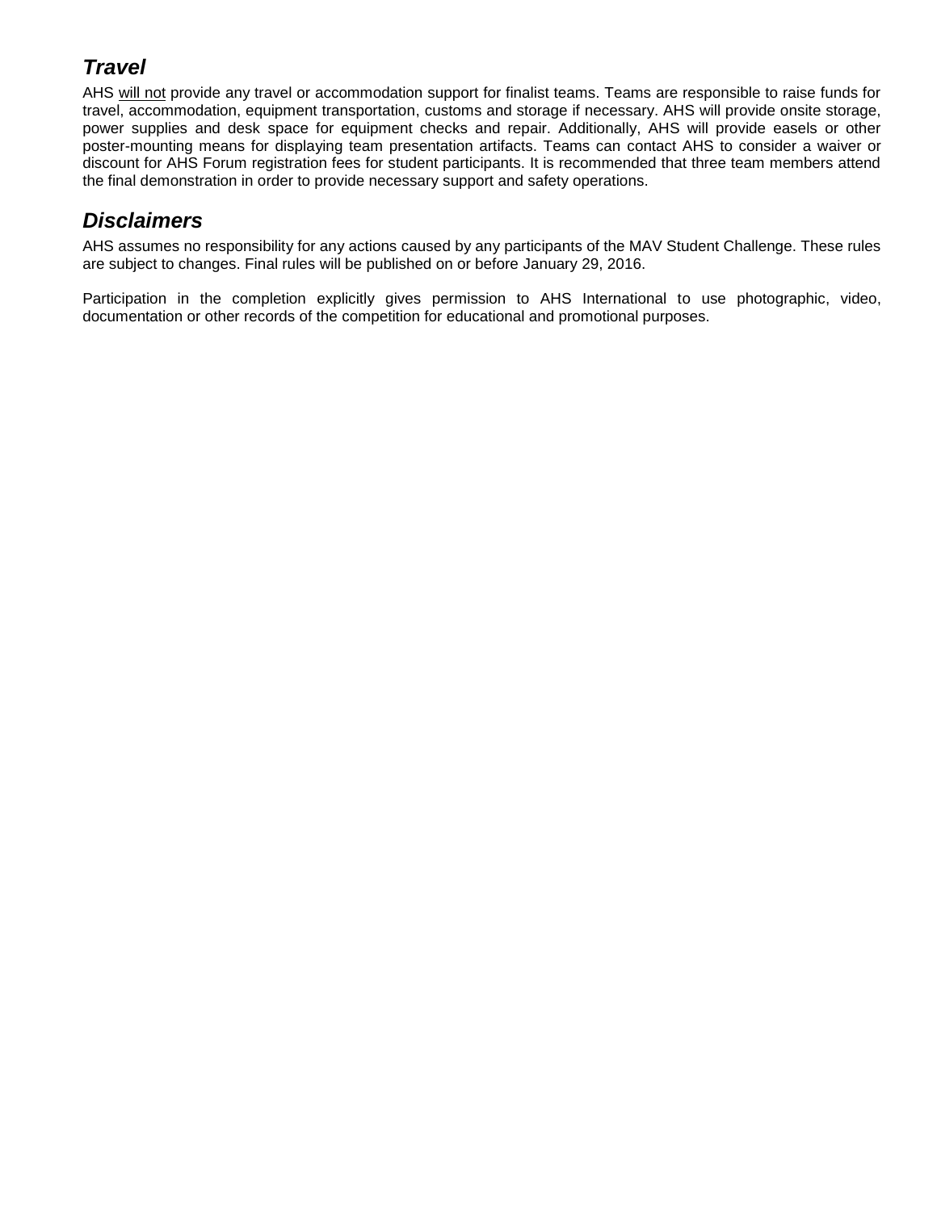## *Travel*

AHS <u>will not</u> provide any travel or accommodation support for finalist teams. Teams are responsible to raise funds for travel, accommodation, equipment transportation, customs and storage if necessary. AHS will provide onsite storage, power supplies and desk space for equipment checks and repair. Additionally, AHS will provide easels or other poster-mounting means for displaying team presentation artifacts. Teams can contact AHS to consider a waiver or discount for AHS Forum registration fees for student participants. It is recommended that three team members attend the final demonstration in order to provide necessary support and safety operations.

## *Disclaimers*

AHS assumes no responsibility for any actions caused by any participants of the MAV Student Challenge. These rules are subject to changes. Final rules will be published on or before January 29, 2016.

Participation in the completion explicitly gives permission to AHS International to use photographic, video, documentation or other records of the competition for educational and promotional purposes.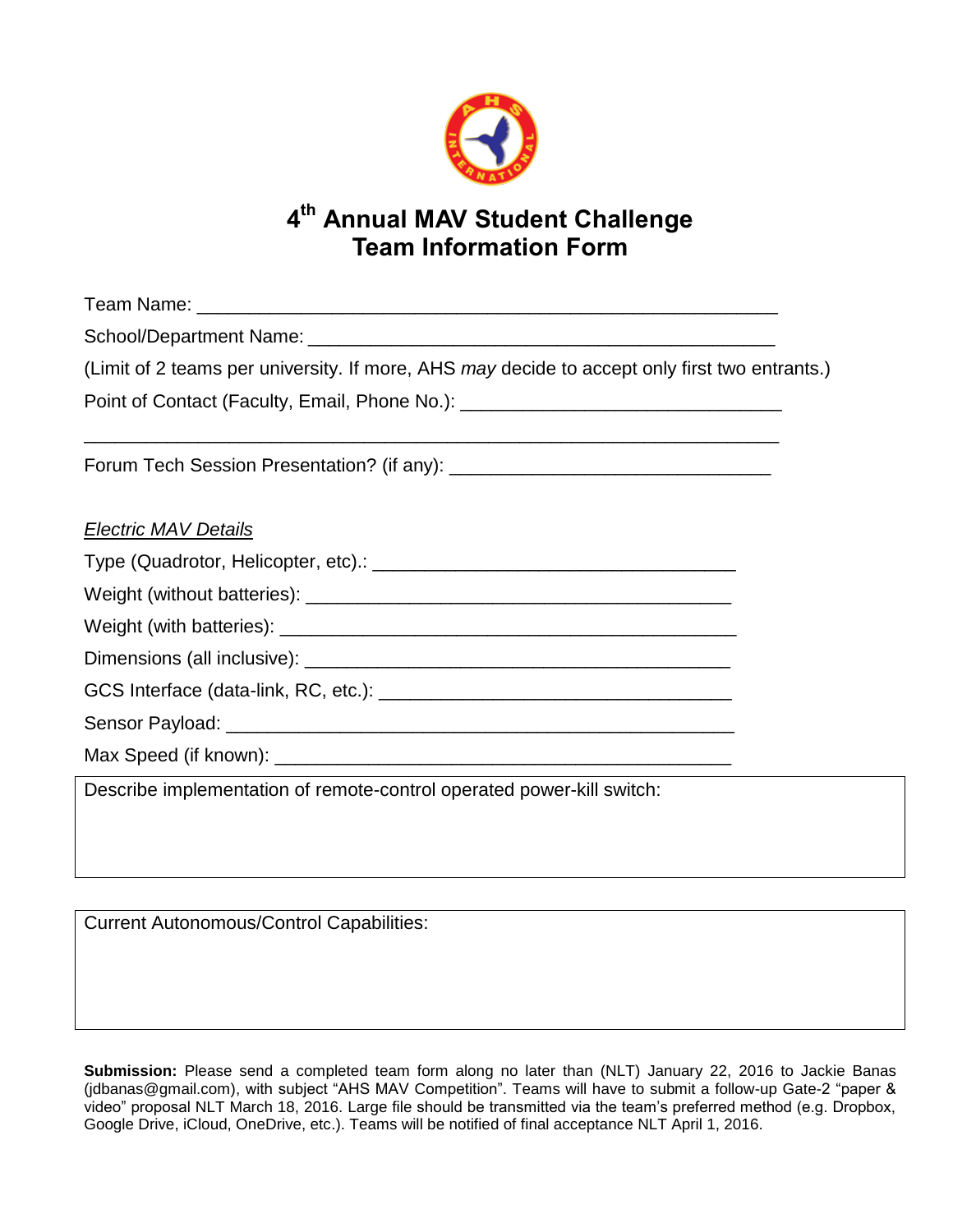# 4th Annual MAV Student Challenge
# Team Information Form

Team Name: ___________________________________________________________

School/Department Name: _______________________________________________

(Limit of 2 teams per university. If more, AHS *may* decide to accept only first two entrants.)

Point of Contact (Faculty, Email, Phone No.): _________________________________

______________________________________________________________________

Forum Tech Session Presentation? (if any): ________________________________

*Electric MAV Details*

Type (Quadrotor, Helicopter, etc).: ____________________________________

Weight (without batteries): ___________________________________________

Weight (with batteries): ______________________________________________

Dimensions (all inclusive): ___________________________________________

GCS Interface (data-link, RC, etc.): ____________________________________

Sensor Payload: ____________________________________________________

Max Speed (if known): _______________________________________________

| Describe implementation of remote-control operated power-kill switch: |
|---|
| |

| Current Autonomous/Control Capabilities: |
|---|
| |

**Submission:** Please send a completed team form along no later than (NLT) January 22, 2016 to Jackie Banas (jdbanas@gmail.com), with subject "AHS MAV Competition". Teams will have to submit a follow-up Gate-2 "paper & video" proposal NLT March 18, 2016. Large file should be transmitted via the team's preferred method (e.g. Dropbox, Google Drive, iCloud, OneDrive, etc.). Teams will be notified of final acceptance NLT April 1, 2016.